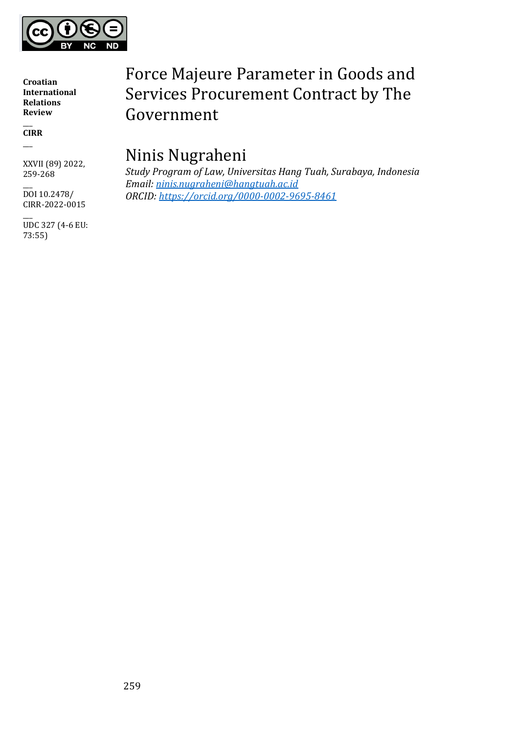Croatian International Relations Review

CIRR

XXVII (89) 2022, 259-268

DOI 10.2478/CIRR-2022-0015

UDC 327 (4-6 EU: 73:55)

# Force Majeure Parameter in Goods and Services Procurement Contract by The Government

## Ninis Nugraheni

*Study Program of Law, Universitas Hang Tuah, Surabaya, Indonesia*
*Email: ninis.nugraheni@hangtuah.ac.id*
*ORCID: https://orcid.org/0000-0002-9695-8461*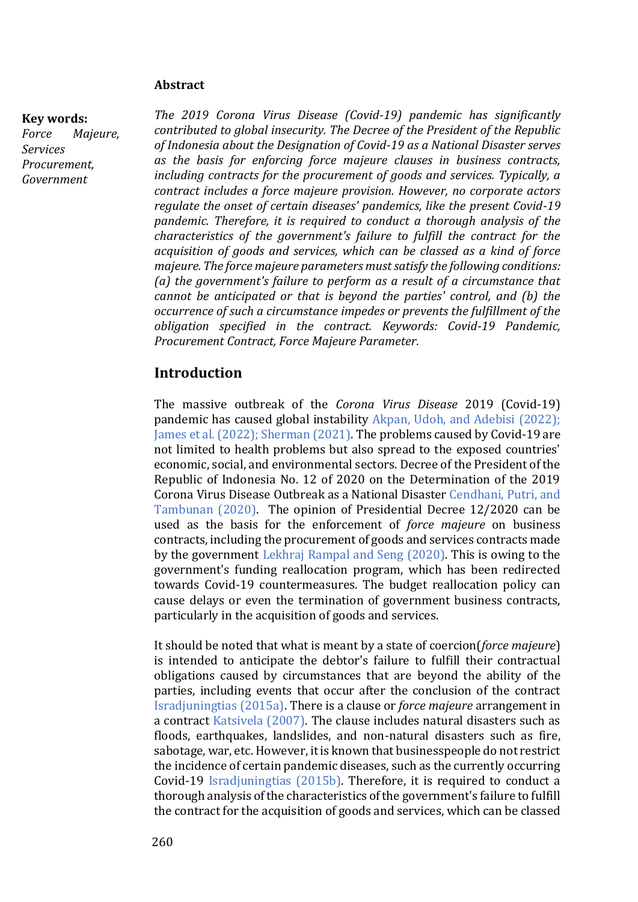## Abstract

**Key words:**
*Force Majeure, Services Procurement, Government*

*The 2019 Corona Virus Disease (Covid-19) pandemic has significantly contributed to global insecurity. The Decree of the President of the Republic of Indonesia about the Designation of Covid-19 as a National Disaster serves as the basis for enforcing force majeure clauses in business contracts, including contracts for the procurement of goods and services. Typically, a contract includes a force majeure provision. However, no corporate actors regulate the onset of certain diseases' pandemics, like the present Covid-19 pandemic. Therefore, it is required to conduct a thorough analysis of the characteristics of the government's failure to fulfill the contract for the acquisition of goods and services, which can be classed as a kind of force majeure. The force majeure parameters must satisfy the following conditions: (a) the government's failure to perform as a result of a circumstance that cannot be anticipated or that is beyond the parties' control, and (b) the occurrence of such a circumstance impedes or prevents the fulfillment of the obligation specified in the contract. Keywords: Covid-19 Pandemic, Procurement Contract, Force Majeure Parameter.*

## Introduction

The massive outbreak of the *Corona Virus Disease* 2019 (Covid-19) pandemic has caused global instability Akpan, Udoh, and Adebisi (2022); James et al. (2022); Sherman (2021). The problems caused by Covid-19 are not limited to health problems but also spread to the exposed countries' economic, social, and environmental sectors. Decree of the President of the Republic of Indonesia No. 12 of 2020 on the Determination of the 2019 Corona Virus Disease Outbreak as a National Disaster Cendhani, Putri, and Tambunan (2020). The opinion of Presidential Decree 12/2020 can be used as the basis for the enforcement of *force majeure* on business contracts, including the procurement of goods and services contracts made by the government Lekhraj Rampal and Seng (2020). This is owing to the government's funding reallocation program, which has been redirected towards Covid-19 countermeasures. The budget reallocation policy can cause delays or even the termination of government business contracts, particularly in the acquisition of goods and services.

It should be noted that what is meant by a state of coercion(*force majeure*) is intended to anticipate the debtor's failure to fulfill their contractual obligations caused by circumstances that are beyond the ability of the parties, including events that occur after the conclusion of the contract Isradjuningtias (2015a). There is a clause or *force majeure* arrangement in a contract Katsivela (2007). The clause includes natural disasters such as floods, earthquakes, landslides, and non-natural disasters such as fire, sabotage, war, etc. However, it is known that businesspeople do not restrict the incidence of certain pandemic diseases, such as the currently occurring Covid-19 Isradjuningtias (2015b). Therefore, it is required to conduct a thorough analysis of the characteristics of the government's failure to fulfill the contract for the acquisition of goods and services, which can be classed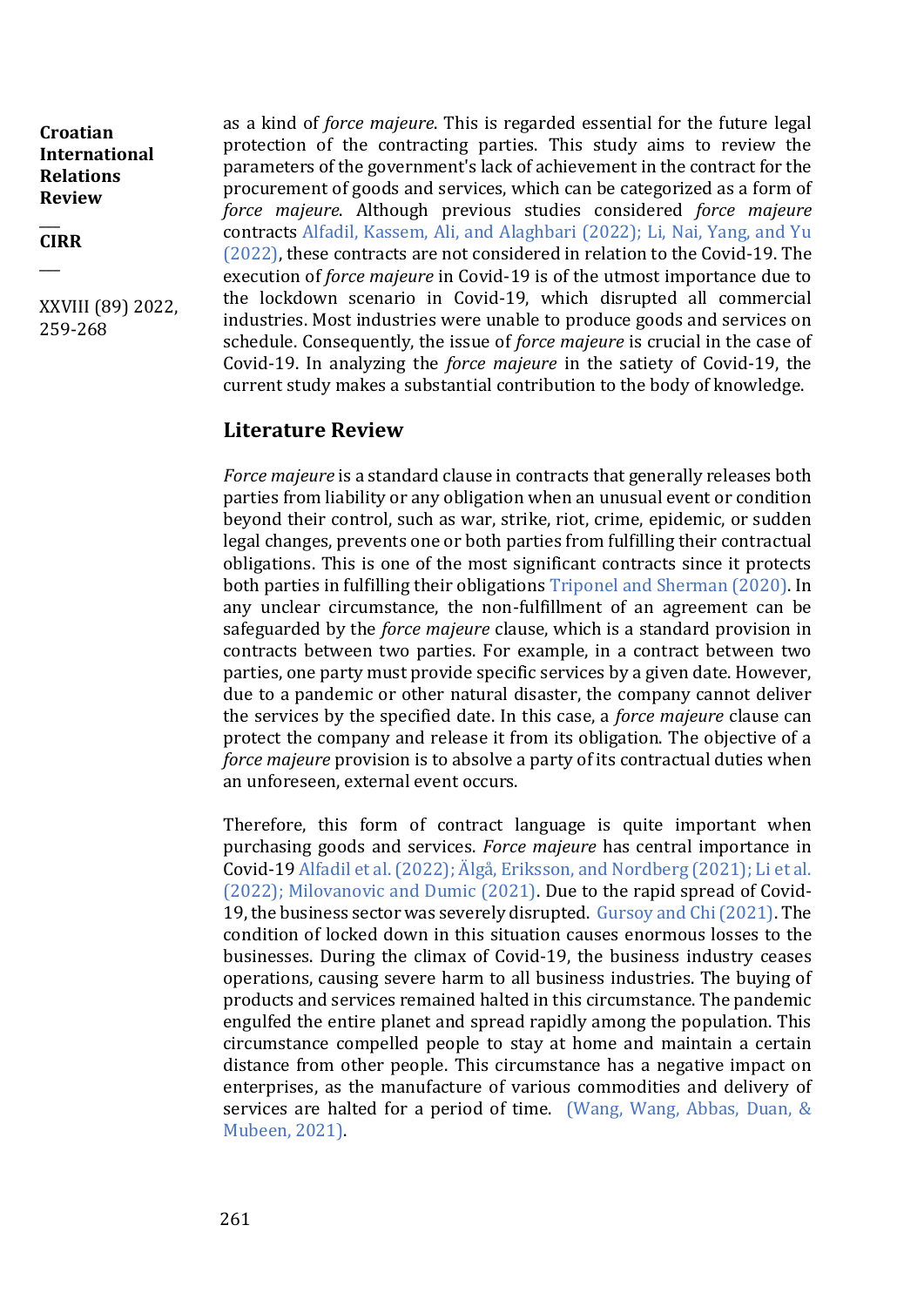as a kind of *force majeure*. This is regarded essential for the future legal protection of the contracting parties. This study aims to review the parameters of the government's lack of achievement in the contract for the procurement of goods and services, which can be categorized as a form of *force majeure*. Although previous studies considered *force majeure* contracts Alfadil, Kassem, Ali, and Alaghbari (2022); Li, Nai, Yang, and Yu (2022), these contracts are not considered in relation to the Covid-19. The execution of *force majeure* in Covid-19 is of the utmost importance due to the lockdown scenario in Covid-19, which disrupted all commercial industries. Most industries were unable to produce goods and services on schedule. Consequently, the issue of *force majeure* is crucial in the case of Covid-19. In analyzing the *force majeure* in the satiety of Covid-19, the current study makes a substantial contribution to the body of knowledge.

## Literature Review

*Force majeure* is a standard clause in contracts that generally releases both parties from liability or any obligation when an unusual event or condition beyond their control, such as war, strike, riot, crime, epidemic, or sudden legal changes, prevents one or both parties from fulfilling their contractual obligations. This is one of the most significant contracts since it protects both parties in fulfilling their obligations Triponel and Sherman (2020). In any unclear circumstance, the non-fulfillment of an agreement can be safeguarded by the *force majeure* clause, which is a standard provision in contracts between two parties. For example, in a contract between two parties, one party must provide specific services by a given date. However, due to a pandemic or other natural disaster, the company cannot deliver the services by the specified date. In this case, a *force majeure* clause can protect the company and release it from its obligation. The objective of a *force majeure* provision is to absolve a party of its contractual duties when an unforeseen, external event occurs.

Therefore, this form of contract language is quite important when purchasing goods and services. *Force majeure* has central importance in Covid-19 Alfadil et al. (2022); Älgå, Eriksson, and Nordberg (2021); Li et al. (2022); Milovanovic and Dumic (2021). Due to the rapid spread of Covid-19, the business sector was severely disrupted. Gursoy and Chi (2021). The condition of locked down in this situation causes enormous losses to the businesses. During the climax of Covid-19, the business industry ceases operations, causing severe harm to all business industries. The buying of products and services remained halted in this circumstance. The pandemic engulfed the entire planet and spread rapidly among the population. This circumstance compelled people to stay at home and maintain a certain distance from other people. This circumstance has a negative impact on enterprises, as the manufacture of various commodities and delivery of services are halted for a period of time. (Wang, Wang, Abbas, Duan, & Mubeen, 2021).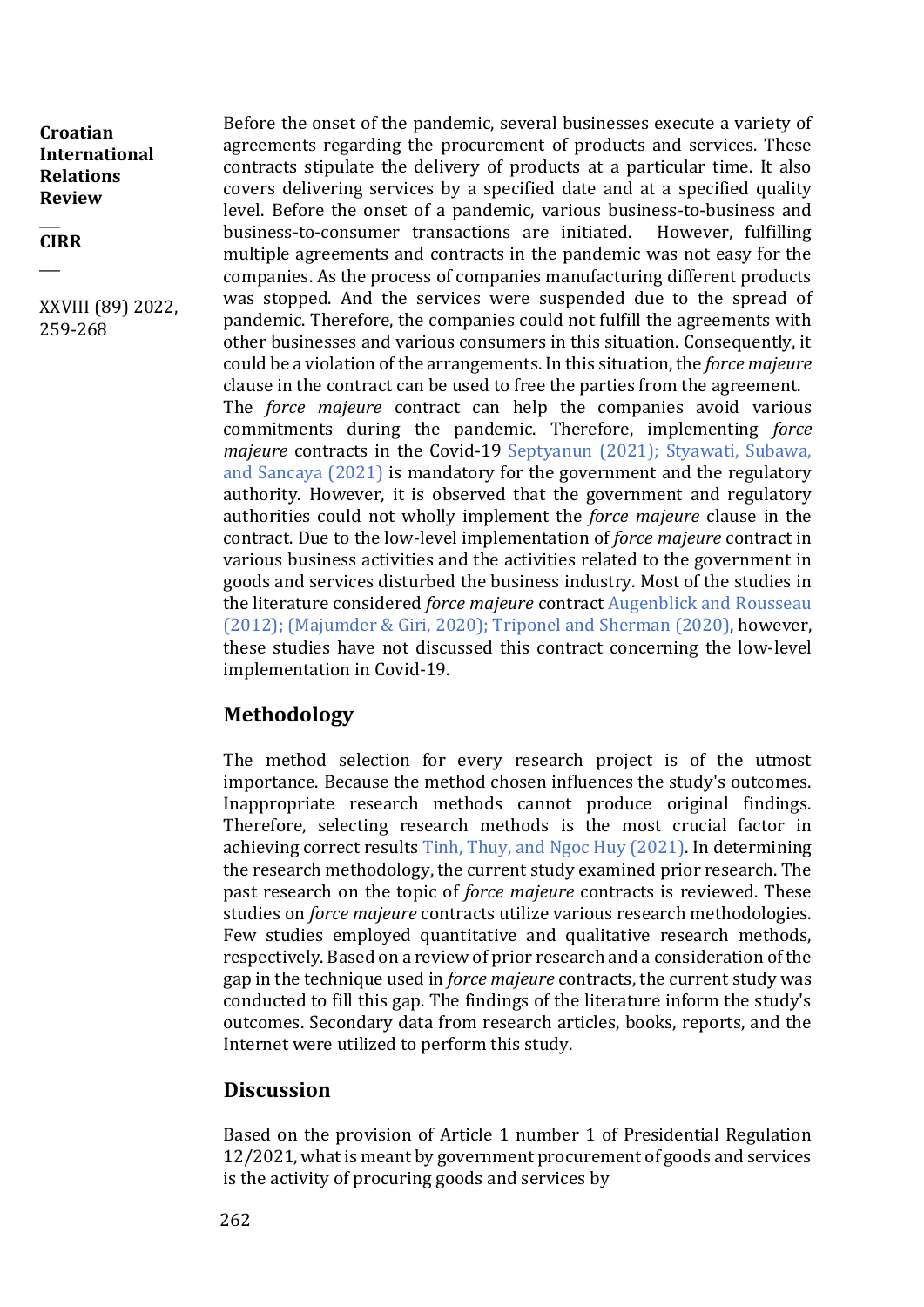Before the onset of the pandemic, several businesses execute a variety of agreements regarding the procurement of products and services. These contracts stipulate the delivery of products at a particular time. It also covers delivering services by a specified date and at a specified quality level. Before the onset of a pandemic, various business-to-business and business-to-consumer transactions are initiated. However, fulfilling multiple agreements and contracts in the pandemic was not easy for the companies. As the process of companies manufacturing different products was stopped. And the services were suspended due to the spread of pandemic. Therefore, the companies could not fulfill the agreements with other businesses and various consumers in this situation. Consequently, it could be a violation of the arrangements. In this situation, the *force majeure* clause in the contract can be used to free the parties from the agreement.

The *force majeure* contract can help the companies avoid various commitments during the pandemic. Therefore, implementing *force majeure* contracts in the Covid-19 Septyanun (2021); Styawati, Subawa, and Sancaya (2021) is mandatory for the government and the regulatory authority. However, it is observed that the government and regulatory authorities could not wholly implement the *force majeure* clause in the contract. Due to the low-level implementation of *force majeure* contract in various business activities and the activities related to the government in goods and services disturbed the business industry. Most of the studies in the literature considered *force majeure* contract Augenblick and Rousseau (2012); (Majumder & Giri, 2020); Triponel and Sherman (2020), however, these studies have not discussed this contract concerning the low-level implementation in Covid-19.

## Methodology

The method selection for every research project is of the utmost importance. Because the method chosen influences the study's outcomes. Inappropriate research methods cannot produce original findings. Therefore, selecting research methods is the most crucial factor in achieving correct results Tinh, Thuy, and Ngoc Huy (2021). In determining the research methodology, the current study examined prior research. The past research on the topic of *force majeure* contracts is reviewed. These studies on *force majeure* contracts utilize various research methodologies. Few studies employed quantitative and qualitative research methods, respectively. Based on a review of prior research and a consideration of the gap in the technique used in *force majeure* contracts, the current study was conducted to fill this gap. The findings of the literature inform the study's outcomes. Secondary data from research articles, books, reports, and the Internet were utilized to perform this study.

## Discussion

Based on the provision of Article 1 number 1 of Presidential Regulation 12/2021, what is meant by government procurement of goods and services is the activity of procuring goods and services by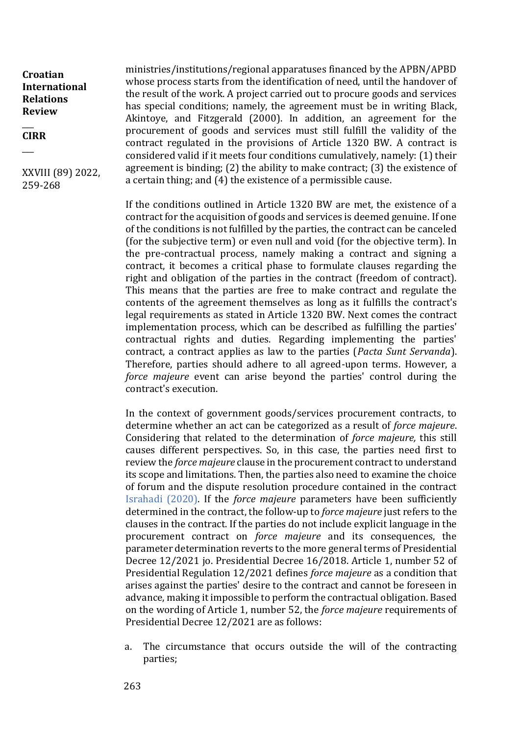ministries/institutions/regional apparatuses financed by the APBN/APBD whose process starts from the identification of need, until the handover of the result of the work. A project carried out to procure goods and services has special conditions; namely, the agreement must be in writing Black, Akintoye, and Fitzgerald (2000). In addition, an agreement for the procurement of goods and services must still fulfill the validity of the contract regulated in the provisions of Article 1320 BW. A contract is considered valid if it meets four conditions cumulatively, namely: (1) their agreement is binding; (2) the ability to make contract; (3) the existence of a certain thing; and (4) the existence of a permissible cause.

If the conditions outlined in Article 1320 BW are met, the existence of a contract for the acquisition of goods and services is deemed genuine. If one of the conditions is not fulfilled by the parties, the contract can be canceled (for the subjective term) or even null and void (for the objective term). In the pre-contractual process, namely making a contract and signing a contract, it becomes a critical phase to formulate clauses regarding the right and obligation of the parties in the contract (freedom of contract). This means that the parties are free to make contract and regulate the contents of the agreement themselves as long as it fulfills the contract's legal requirements as stated in Article 1320 BW. Next comes the contract implementation process, which can be described as fulfilling the parties' contractual rights and duties. Regarding implementing the parties' contract, a contract applies as law to the parties (*Pacta Sunt Servanda*). Therefore, parties should adhere to all agreed-upon terms. However, a *force majeure* event can arise beyond the parties' control during the contract's execution.

In the context of government goods/services procurement contracts, to determine whether an act can be categorized as a result of *force majeure*. Considering that related to the determination of *force majeure,* this still causes different perspectives. So, in this case, the parties need first to review the *force majeure* clause in the procurement contract to understand its scope and limitations. Then, the parties also need to examine the choice of forum and the dispute resolution procedure contained in the contract Israhadi (2020). If the *force majeure* parameters have been sufficiently determined in the contract, the follow-up to *force majeure* just refers to the clauses in the contract. If the parties do not include explicit language in the procurement contract on *force majeure* and its consequences, the parameter determination reverts to the more general terms of Presidential Decree 12/2021 jo. Presidential Decree 16/2018. Article 1, number 52 of Presidential Regulation 12/2021 defines *force majeure* as a condition that arises against the parties' desire to the contract and cannot be foreseen in advance, making it impossible to perform the contractual obligation. Based on the wording of Article 1, number 52, the *force majeure* requirements of Presidential Decree 12/2021 are as follows:

a. The circumstance that occurs outside the will of the contracting parties;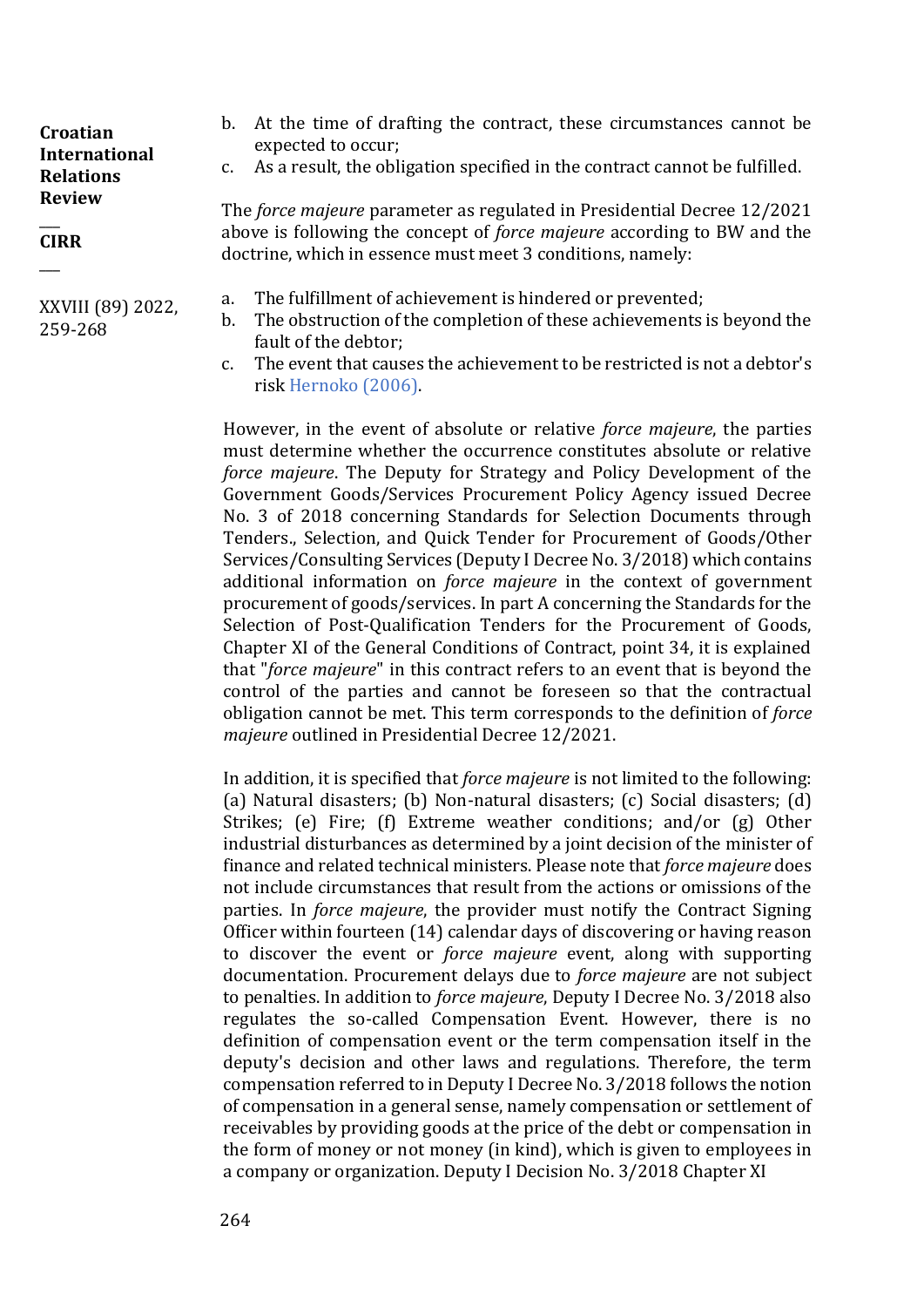b. At the time of drafting the contract, these circumstances cannot be expected to occur;
c. As a result, the obligation specified in the contract cannot be fulfilled.

The *force majeure* parameter as regulated in Presidential Decree 12/2021 above is following the concept of *force majeure* according to BW and the doctrine, which in essence must meet 3 conditions, namely:

a. The fulfillment of achievement is hindered or prevented;
b. The obstruction of the completion of these achievements is beyond the fault of the debtor;
c. The event that causes the achievement to be restricted is not a debtor's risk Hernoko (2006).

However, in the event of absolute or relative *force majeure*, the parties must determine whether the occurrence constitutes absolute or relative *force majeure*. The Deputy for Strategy and Policy Development of the Government Goods/Services Procurement Policy Agency issued Decree No. 3 of 2018 concerning Standards for Selection Documents through Tenders., Selection, and Quick Tender for Procurement of Goods/Other Services/Consulting Services (Deputy I Decree No. 3/2018) which contains additional information on *force majeure* in the context of government procurement of goods/services. In part A concerning the Standards for the Selection of Post-Qualification Tenders for the Procurement of Goods, Chapter XI of the General Conditions of Contract, point 34, it is explained that "*force majeure*" in this contract refers to an event that is beyond the control of the parties and cannot be foreseen so that the contractual obligation cannot be met. This term corresponds to the definition of *force majeure* outlined in Presidential Decree 12/2021.

In addition, it is specified that *force majeure* is not limited to the following: (a) Natural disasters; (b) Non-natural disasters; (c) Social disasters; (d) Strikes; (e) Fire; (f) Extreme weather conditions; and/or (g) Other industrial disturbances as determined by a joint decision of the minister of finance and related technical ministers. Please note that *force majeure* does not include circumstances that result from the actions or omissions of the parties. In *force majeure*, the provider must notify the Contract Signing Officer within fourteen (14) calendar days of discovering or having reason to discover the event or *force majeure* event, along with supporting documentation. Procurement delays due to *force majeure* are not subject to penalties. In addition to *force majeure*, Deputy I Decree No. 3/2018 also regulates the so-called Compensation Event. However, there is no definition of compensation event or the term compensation itself in the deputy's decision and other laws and regulations. Therefore, the term compensation referred to in Deputy I Decree No. 3/2018 follows the notion of compensation in a general sense, namely compensation or settlement of receivables by providing goods at the price of the debt or compensation in the form of money or not money (in kind), which is given to employees in a company or organization. Deputy I Decision No. 3/2018 Chapter XI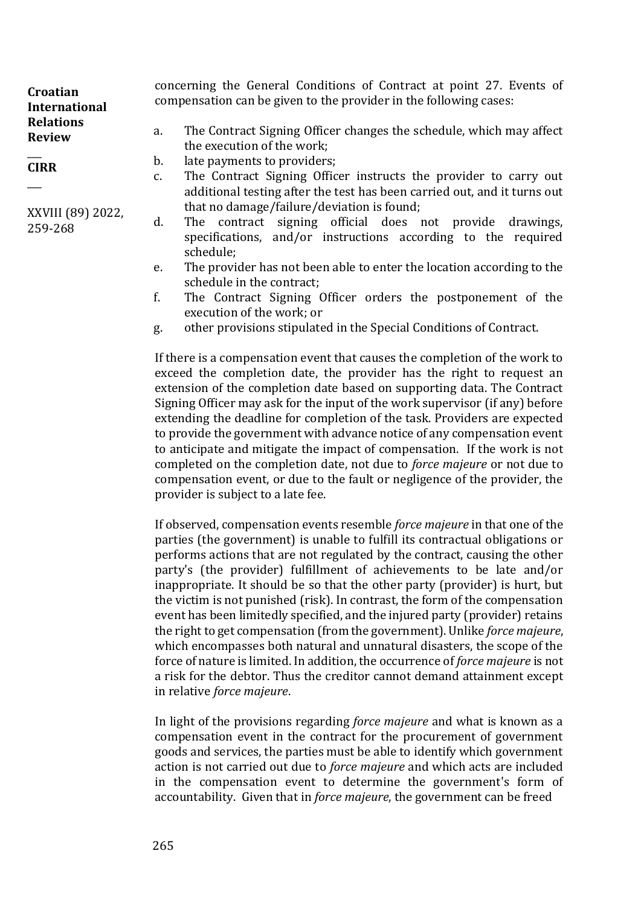concerning the General Conditions of Contract at point 27. Events of compensation can be given to the provider in the following cases:

a. The Contract Signing Officer changes the schedule, which may affect the execution of the work;
b. late payments to providers;
c. The Contract Signing Officer instructs the provider to carry out additional testing after the test has been carried out, and it turns out that no damage/failure/deviation is found;
d. The contract signing official does not provide drawings, specifications, and/or instructions according to the required schedule;
e. The provider has not been able to enter the location according to the schedule in the contract;
f. The Contract Signing Officer orders the postponement of the execution of the work; or
g. other provisions stipulated in the Special Conditions of Contract.

If there is a compensation event that causes the completion of the work to exceed the completion date, the provider has the right to request an extension of the completion date based on supporting data. The Contract Signing Officer may ask for the input of the work supervisor (if any) before extending the deadline for completion of the task. Providers are expected to provide the government with advance notice of any compensation event to anticipate and mitigate the impact of compensation. If the work is not completed on the completion date, not due to *force majeure* or not due to compensation event, or due to the fault or negligence of the provider, the provider is subject to a late fee.

If observed, compensation events resemble *force majeure* in that one of the parties (the government) is unable to fulfill its contractual obligations or performs actions that are not regulated by the contract, causing the other party's (the provider) fulfillment of achievements to be late and/or inappropriate. It should be so that the other party (provider) is hurt, but the victim is not punished (risk). In contrast, the form of the compensation event has been limitedly specified, and the injured party (provider) retains the right to get compensation (from the government). Unlike *force majeure*, which encompasses both natural and unnatural disasters, the scope of the force of nature is limited. In addition, the occurrence of *force majeure* is not a risk for the debtor. Thus the creditor cannot demand attainment except in relative *force majeure*.

In light of the provisions regarding *force majeure* and what is known as a compensation event in the contract for the procurement of government goods and services, the parties must be able to identify which government action is not carried out due to *force majeure* and which acts are included in the compensation event to determine the government's form of accountability. Given that in *force majeure*, the government can be freed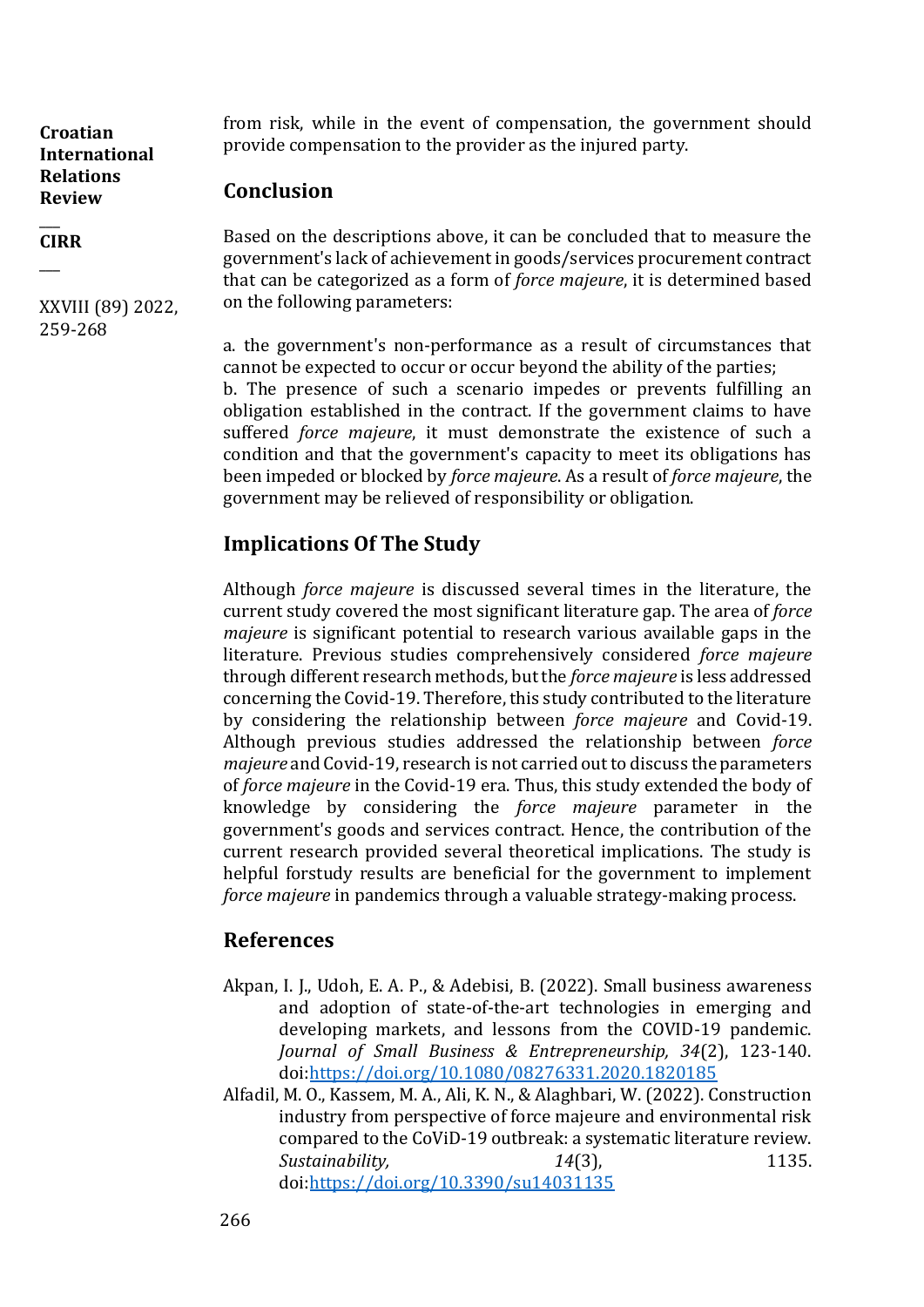from risk, while in the event of compensation, the government should provide compensation to the provider as the injured party.

## Conclusion

Based on the descriptions above, it can be concluded that to measure the government's lack of achievement in goods/services procurement contract that can be categorized as a form of *force majeure*, it is determined based on the following parameters:

a. the government's non-performance as a result of circumstances that cannot be expected to occur or occur beyond the ability of the parties;
b. The presence of such a scenario impedes or prevents fulfilling an obligation established in the contract. If the government claims to have suffered *force majeure*, it must demonstrate the existence of such a condition and that the government's capacity to meet its obligations has been impeded or blocked by *force majeure*. As a result of *force majeure*, the government may be relieved of responsibility or obligation.

## Implications Of The Study

Although *force majeure* is discussed several times in the literature, the current study covered the most significant literature gap. The area of *force majeure* is significant potential to research various available gaps in the literature. Previous studies comprehensively considered *force majeure* through different research methods, but the *force majeure* is less addressed concerning the Covid-19. Therefore, this study contributed to the literature by considering the relationship between *force majeure* and Covid-19. Although previous studies addressed the relationship between *force majeure* and Covid-19, research is not carried out to discuss the parameters of *force majeure* in the Covid-19 era. Thus, this study extended the body of knowledge by considering the *force majeure* parameter in the government's goods and services contract. Hence, the contribution of the current research provided several theoretical implications. The study is helpful forstudy results are beneficial for the government to implement *force majeure* in pandemics through a valuable strategy-making process.

## References

Akpan, I. J., Udoh, E. A. P., & Adebisi, B. (2022). Small business awareness and adoption of state-of-the-art technologies in emerging and developing markets, and lessons from the COVID-19 pandemic. *Journal of Small Business & Entrepreneurship, 34*(2), 123-140. doi:https://doi.org/10.1080/08276331.2020.1820185

Alfadil, M. O., Kassem, M. A., Ali, K. N., & Alaghbari, W. (2022). Construction industry from perspective of force majeure and environmental risk compared to the CoViD-19 outbreak: a systematic literature review. *Sustainability, 14*(3), 1135. doi:https://doi.org/10.3390/su14031135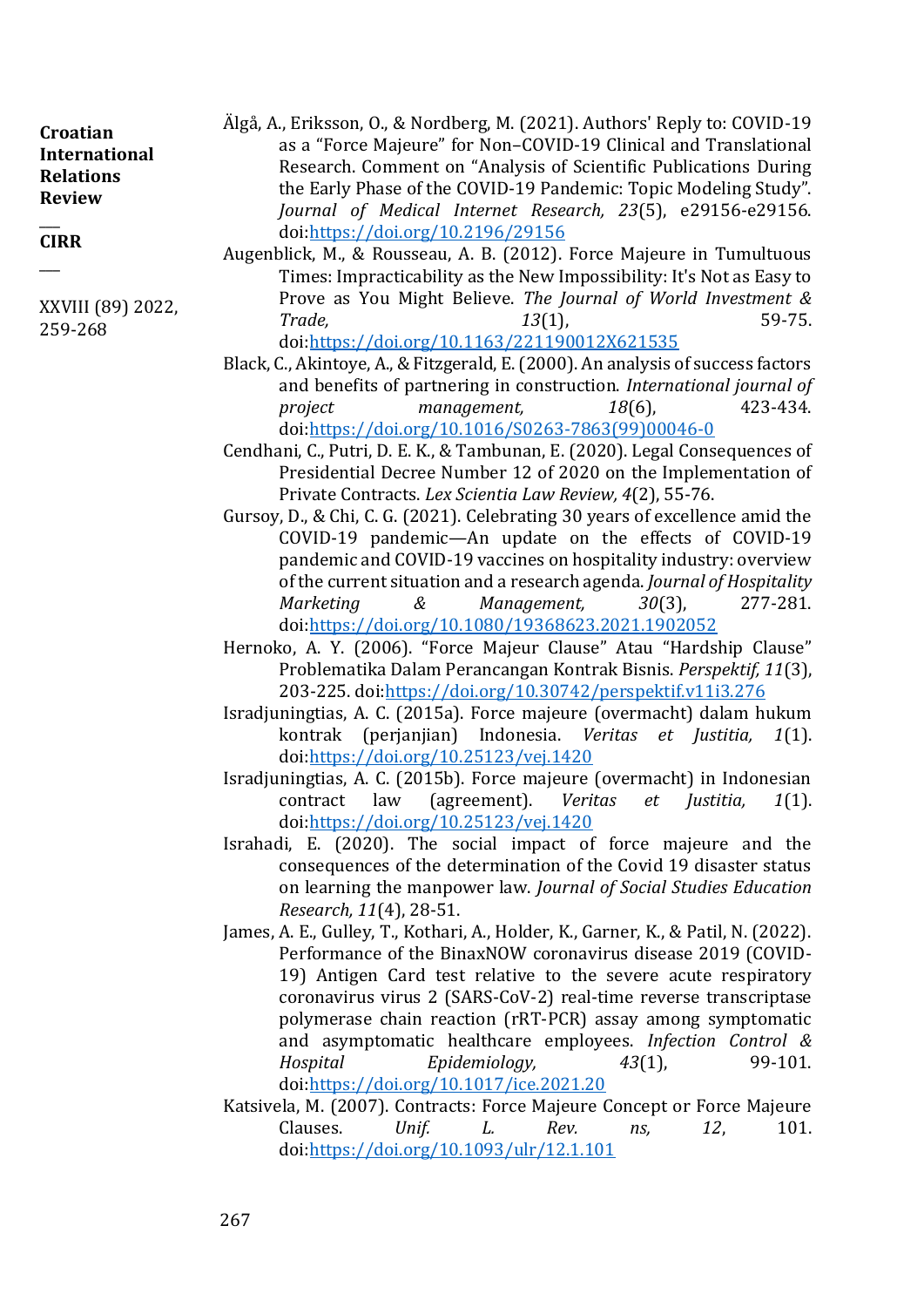Älgå, A., Eriksson, O., & Nordberg, M. (2021). Authors' Reply to: COVID-19 as a "Force Majeure" for Non–COVID-19 Clinical and Translational Research. Comment on "Analysis of Scientific Publications During the Early Phase of the COVID-19 Pandemic: Topic Modeling Study". *Journal of Medical Internet Research, 23*(5), e29156-e29156. doi:https://doi.org/10.2196/29156

Augenblick, M., & Rousseau, A. B. (2012). Force Majeure in Tumultuous Times: Impracticability as the New Impossibility: It's Not as Easy to Prove as You Might Believe. *The Journal of World Investment & Trade, 13*(1), 59-75. doi:https://doi.org/10.1163/221190012X621535

Black, C., Akintoye, A., & Fitzgerald, E. (2000). An analysis of success factors and benefits of partnering in construction. *International journal of project management, 18*(6), 423-434. doi:https://doi.org/10.1016/S0263-7863(99)00046-0

Cendhani, C., Putri, D. E. K., & Tambunan, E. (2020). Legal Consequences of Presidential Decree Number 12 of 2020 on the Implementation of Private Contracts. *Lex Scientia Law Review, 4*(2), 55-76.

Gursoy, D., & Chi, C. G. (2021). Celebrating 30 years of excellence amid the COVID-19 pandemic—An update on the effects of COVID-19 pandemic and COVID-19 vaccines on hospitality industry: overview of the current situation and a research agenda. *Journal of Hospitality Marketing & Management, 30*(3), 277-281. doi:https://doi.org/10.1080/19368623.2021.1902052

Hernoko, A. Y. (2006). "Force Majeur Clause" Atau "Hardship Clause" Problematika Dalam Perancangan Kontrak Bisnis. *Perspektif, 11*(3), 203-225. doi:https://doi.org/10.30742/perspektif.v11i3.276

Isradjuningtias, A. C. (2015a). Force majeure (overmacht) dalam hukum kontrak (perjanjian) Indonesia. *Veritas et Justitia, 1*(1). doi:https://doi.org/10.25123/vej.1420

Isradjuningtias, A. C. (2015b). Force majeure (overmacht) in Indonesian contract law (agreement). *Veritas et Justitia, 1*(1). doi:https://doi.org/10.25123/vej.1420

Israhadi, E. (2020). The social impact of force majeure and the consequences of the determination of the Covid 19 disaster status on learning the manpower law. *Journal of Social Studies Education Research, 11*(4), 28-51.

James, A. E., Gulley, T., Kothari, A., Holder, K., Garner, K., & Patil, N. (2022). Performance of the BinaxNOW coronavirus disease 2019 (COVID-19) Antigen Card test relative to the severe acute respiratory coronavirus virus 2 (SARS-CoV-2) real-time reverse transcriptase polymerase chain reaction (rRT-PCR) assay among symptomatic and asymptomatic healthcare employees. *Infection Control & Hospital Epidemiology, 43*(1), 99-101. doi:https://doi.org/10.1017/ice.2021.20

Katsivela, M. (2007). Contracts: Force Majeure Concept or Force Majeure Clauses. *Unif. L. Rev. ns, 12*, 101. doi:https://doi.org/10.1093/ulr/12.1.101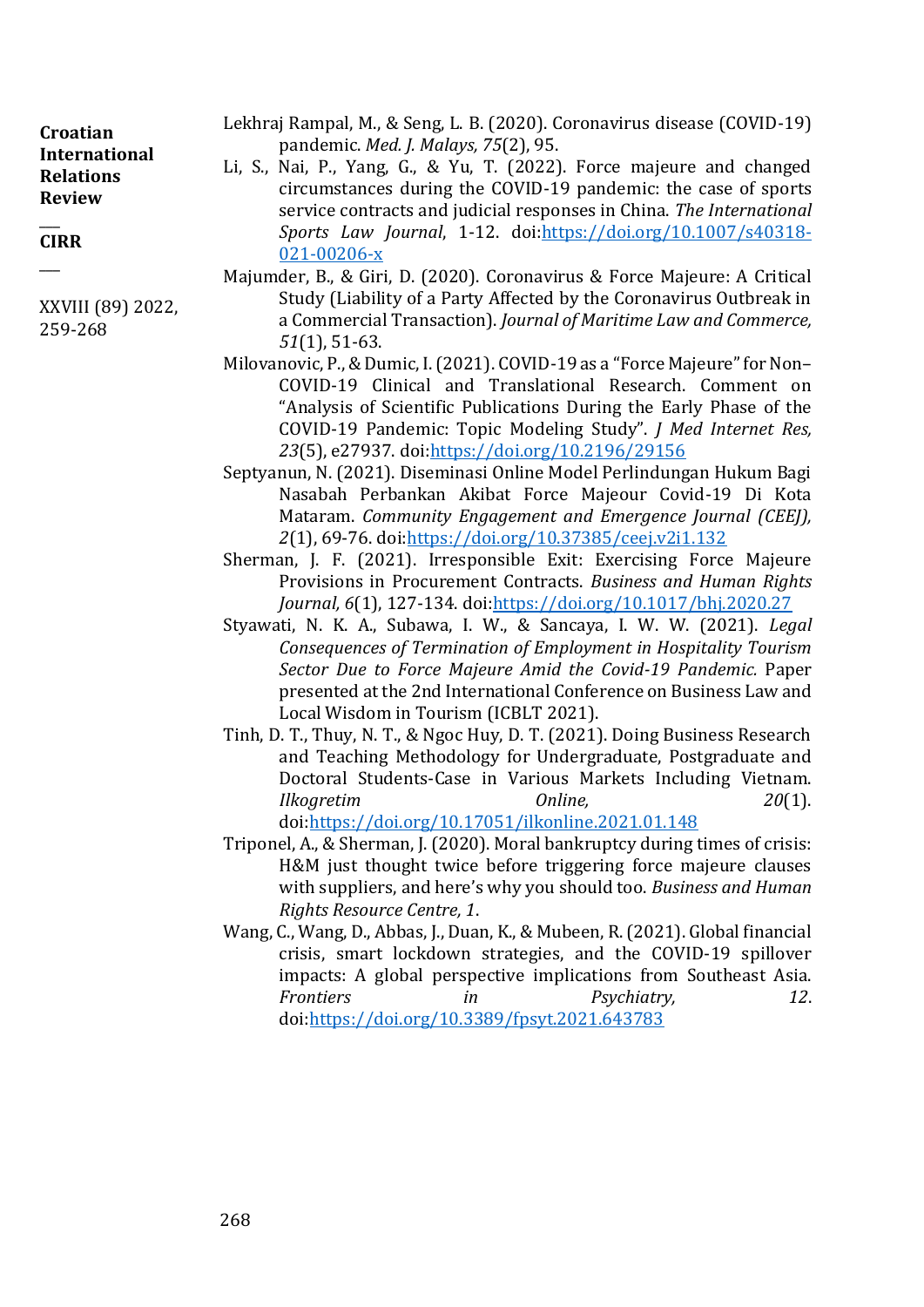Lekhraj Rampal, M., & Seng, L. B. (2020). Coronavirus disease (COVID-19) pandemic. *Med. J. Malays, 75*(2), 95.

Li, S., Nai, P., Yang, G., & Yu, T. (2022). Force majeure and changed circumstances during the COVID-19 pandemic: the case of sports service contracts and judicial responses in China. *The International Sports Law Journal*, 1-12. doi:https://doi.org/10.1007/s40318-021-00206-x

Majumder, B., & Giri, D. (2020). Coronavirus & Force Majeure: A Critical Study (Liability of a Party Affected by the Coronavirus Outbreak in a Commercial Transaction). *Journal of Maritime Law and Commerce, 51*(1), 51-63.

Milovanovic, P., & Dumic, I. (2021). COVID-19 as a "Force Majeure" for Non–COVID-19 Clinical and Translational Research. Comment on "Analysis of Scientific Publications During the Early Phase of the COVID-19 Pandemic: Topic Modeling Study". *J Med Internet Res, 23*(5), e27937. doi:https://doi.org/10.2196/29156

Septyanun, N. (2021). Diseminasi Online Model Perlindungan Hukum Bagi Nasabah Perbankan Akibat Force Majeour Covid-19 Di Kota Mataram. *Community Engagement and Emergence Journal (CEEJ), 2*(1), 69-76. doi:https://doi.org/10.37385/ceej.v2i1.132

Sherman, J. F. (2021). Irresponsible Exit: Exercising Force Majeure Provisions in Procurement Contracts. *Business and Human Rights Journal, 6*(1), 127-134. doi:https://doi.org/10.1017/bhj.2020.27

Styawati, N. K. A., Subawa, I. W., & Sancaya, I. W. W. (2021). *Legal Consequences of Termination of Employment in Hospitality Tourism Sector Due to Force Majeure Amid the Covid-19 Pandemic.* Paper presented at the 2nd International Conference on Business Law and Local Wisdom in Tourism (ICBLT 2021).

Tinh, D. T., Thuy, N. T., & Ngoc Huy, D. T. (2021). Doing Business Research and Teaching Methodology for Undergraduate, Postgraduate and Doctoral Students-Case in Various Markets Including Vietnam. *Ilkogretim Online, 20*(1). doi:https://doi.org/10.17051/ilkonline.2021.01.148

Triponel, A., & Sherman, J. (2020). Moral bankruptcy during times of crisis: H&M just thought twice before triggering force majeure clauses with suppliers, and here's why you should too. *Business and Human Rights Resource Centre, 1*.

Wang, C., Wang, D., Abbas, J., Duan, K., & Mubeen, R. (2021). Global financial crisis, smart lockdown strategies, and the COVID-19 spillover impacts: A global perspective implications from Southeast Asia. *Frontiers in Psychiatry, 12*. doi:https://doi.org/10.3389/fpsyt.2021.643783